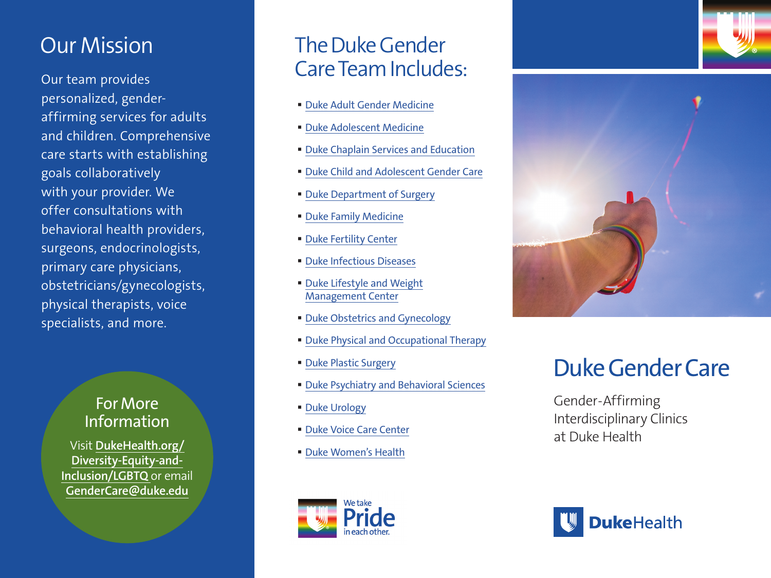## Our Mission

Our team provides personalized, gender-affirming services for adults and children. Comprehensive care starts with establishing goals collaboratively with your provider. We offer consultations with behavioral health providers, surgeons, endocrinologists, primary care physicians, obstetricians/gynecologists, physical therapists, voice specialists, and more.

### For More Information

Visit DukeHealth.org/Diversity-Equity-and-Inclusion/LGBTQ or email GenderCare@duke.edu

## The Duke Gender Care Team Includes:

- Duke Adult Gender Medicine
- Duke Adolescent Medicine
- Duke Chaplain Services and Education
- Duke Child and Adolescent Gender Care
- Duke Department of Surgery
- Duke Family Medicine
- Duke Fertility Center
- Duke Infectious Diseases
- Duke Lifestyle and Weight Management Center
- Duke Obstetrics and Gynecology
- Duke Physical and Occupational Therapy
- Duke Plastic Surgery
- Duke Psychiatry and Behavioral Sciences
- Duke Urology
- Duke Voice Care Center
- Duke Women's Health

We take Pride in each other.

# Duke Gender Care

Gender-Affirming Interdisciplinary Clinics at Duke Health

DukeHealth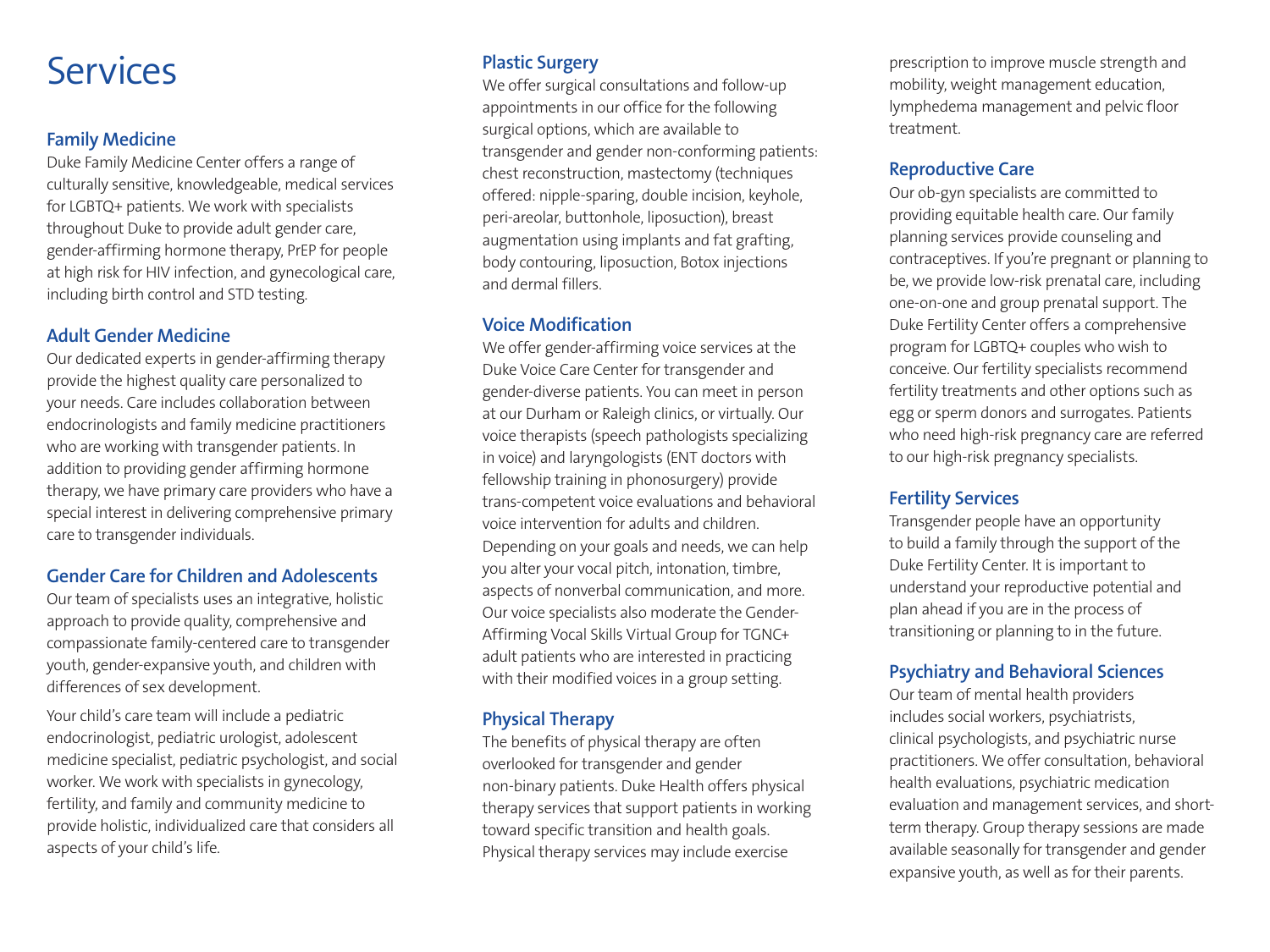# Services

## Family Medicine

Duke Family Medicine Center offers a range of culturally sensitive, knowledgeable, medical services for LGBTQ+ patients. We work with specialists throughout Duke to provide adult gender care, gender-affirming hormone therapy, PrEP for people at high risk for HIV infection, and gynecological care, including birth control and STD testing.

## Adult Gender Medicine

Our dedicated experts in gender-affirming therapy provide the highest quality care personalized to your needs. Care includes collaboration between endocrinologists and family medicine practitioners who are working with transgender patients. In addition to providing gender affirming hormone therapy, we have primary care providers who have a special interest in delivering comprehensive primary care to transgender individuals.

## Gender Care for Children and Adolescents

Our team of specialists uses an integrative, holistic approach to provide quality, comprehensive and compassionate family-centered care to transgender youth, gender-expansive youth, and children with differences of sex development.

Your child's care team will include a pediatric endocrinologist, pediatric urologist, adolescent medicine specialist, pediatric psychologist, and social worker. We work with specialists in gynecology, fertility, and family and community medicine to provide holistic, individualized care that considers all aspects of your child's life.

## Plastic Surgery

We offer surgical consultations and follow-up appointments in our office for the following surgical options, which are available to transgender and gender non-conforming patients: chest reconstruction, mastectomy (techniques offered: nipple-sparing, double incision, keyhole, peri-areolar, buttonhole, liposuction), breast augmentation using implants and fat grafting, body contouring, liposuction, Botox injections and dermal fillers.

## Voice Modification

We offer gender-affirming voice services at the Duke Voice Care Center for transgender and gender-diverse patients. You can meet in person at our Durham or Raleigh clinics, or virtually. Our voice therapists (speech pathologists specializing in voice) and laryngologists (ENT doctors with fellowship training in phonosurgery) provide trans-competent voice evaluations and behavioral voice intervention for adults and children. Depending on your goals and needs, we can help you alter your vocal pitch, intonation, timbre, aspects of nonverbal communication, and more. Our voice specialists also moderate the Gender-Affirming Vocal Skills Virtual Group for TGNC+ adult patients who are interested in practicing with their modified voices in a group setting.

## Physical Therapy

The benefits of physical therapy are often overlooked for transgender and gender non-binary patients. Duke Health offers physical therapy services that support patients in working toward specific transition and health goals. Physical therapy services may include exercise prescription to improve muscle strength and mobility, weight management education, lymphedema management and pelvic floor treatment.

## Reproductive Care

Our ob-gyn specialists are committed to providing equitable health care. Our family planning services provide counseling and contraceptives. If you're pregnant or planning to be, we provide low-risk prenatal care, including one-on-one and group prenatal support. The Duke Fertility Center offers a comprehensive program for LGBTQ+ couples who wish to conceive. Our fertility specialists recommend fertility treatments and other options such as egg or sperm donors and surrogates. Patients who need high-risk pregnancy care are referred to our high-risk pregnancy specialists.

## Fertility Services

Transgender people have an opportunity to build a family through the support of the Duke Fertility Center. It is important to understand your reproductive potential and plan ahead if you are in the process of transitioning or planning to in the future.

## Psychiatry and Behavioral Sciences

Our team of mental health providers includes social workers, psychiatrists, clinical psychologists, and psychiatric nurse practitioners. We offer consultation, behavioral health evaluations, psychiatric medication evaluation and management services, and short-term therapy. Group therapy sessions are made available seasonally for transgender and gender expansive youth, as well as for their parents.